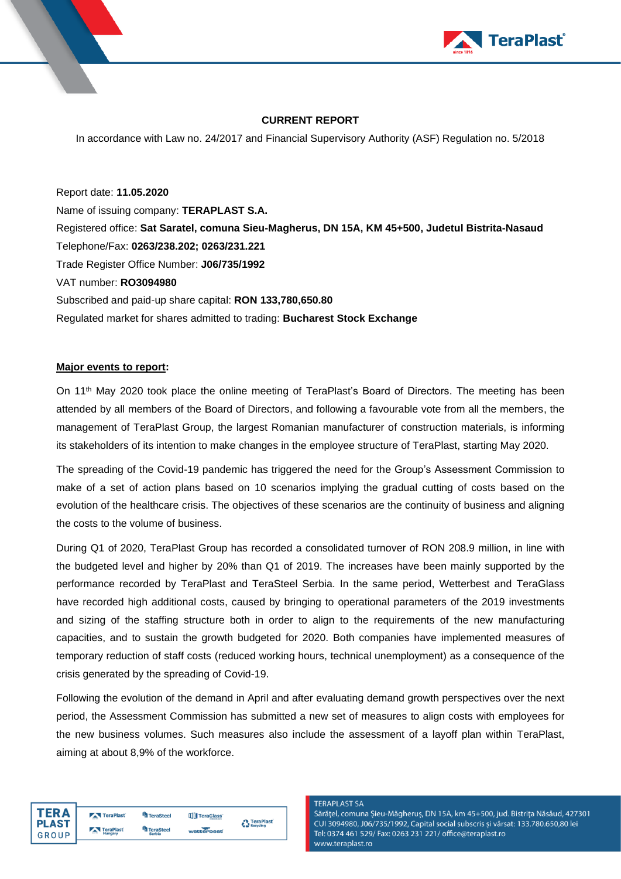**CURRENT REPORT**

In accordance with Law no. 24/2017 and Financial Supervisory Authority (ASF) Regulation no. 5/2018

Report date: **11.05.2020**

Name of issuing company: **TERAPLAST S.A.**

Registered office: **Sat Saratel, comuna Sieu-Magherus, DN 15A, KM 45+500, Judetul Bistrita-Nasaud**

Telephone/Fax: **0263/238.202; 0263/231.221**

Trade Register Office Number: **J06/735/1992**

VAT number: **RO3094980**

Subscribed and paid-up share capital: **RON 133,780,650.80**

Regulated market for shares admitted to trading: **Bucharest Stock Exchange**

**Major events to report:**

On 11th May 2020 took place the online meeting of TeraPlast's Board of Directors. The meeting has been attended by all members of the Board of Directors, and following a favourable vote from all the members, the management of TeraPlast Group, the largest Romanian manufacturer of construction materials, is informing its stakeholders of its intention to make changes in the employee structure of TeraPlast, starting May 2020.

The spreading of the Covid-19 pandemic has triggered the need for the Group's Assessment Commission to make of a set of action plans based on 10 scenarios implying the gradual cutting of costs based on the evolution of the healthcare crisis. The objectives of these scenarios are the continuity of business and aligning the costs to the volume of business.

During Q1 of 2020, TeraPlast Group has recorded a consolidated turnover of RON 208.9 million, in line with the budgeted level and higher by 20% than Q1 of 2019. The increases have been mainly supported by the performance recorded by TeraPlast and TeraSteel Serbia. In the same period, Wetterbest and TeraGlass have recorded high additional costs, caused by bringing to operational parameters of the 2019 investments and sizing of the staffing structure both in order to align to the requirements of the new manufacturing capacities, and to sustain the growth budgeted for 2020. Both companies have implemented measures of temporary reduction of staff costs (reduced working hours, technical unemployment) as a consequence of the crisis generated by the spreading of Covid-19.

Following the evolution of the demand in April and after evaluating demand growth perspectives over the next period, the Assessment Commission has submitted a new set of measures to align costs with employees for the new business volumes. Such measures also include the assessment of a layoff plan within TeraPlast, aiming at about 8,9% of the workforce.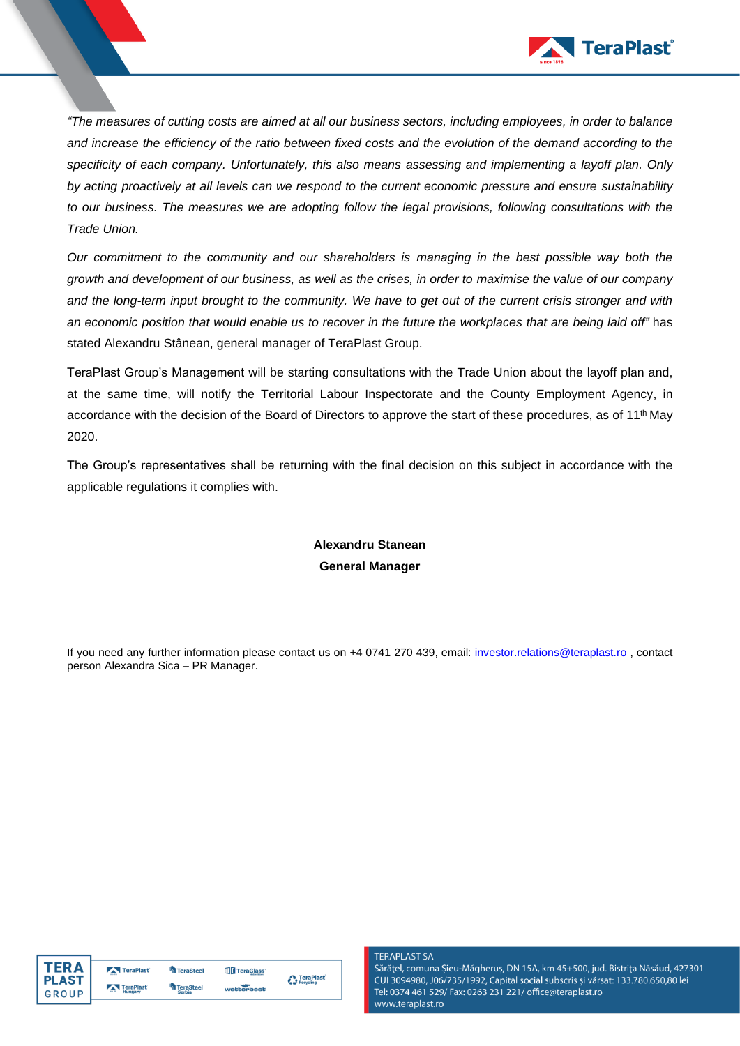*"The measures of cutting costs are aimed at all our business sectors, including employees, in order to balance and increase the efficiency of the ratio between fixed costs and the evolution of the demand according to the specificity of each company. Unfortunately, this also means assessing and implementing a layoff plan. Only by acting proactively at all levels can we respond to the current economic pressure and ensure sustainability to our business. The measures we are adopting follow the legal provisions, following consultations with the Trade Union.*

*Our commitment to the community and our shareholders is managing in the best possible way both the growth and development of our business, as well as the crises, in order to maximise the value of our company and the long-term input brought to the community. We have to get out of the current crisis stronger and with an economic position that would enable us to recover in the future the workplaces that are being laid off"* has stated Alexandru Stânean, general manager of TeraPlast Group.

TeraPlast Group's Management will be starting consultations with the Trade Union about the layoff plan and, at the same time, will notify the Territorial Labour Inspectorate and the County Employment Agency, in accordance with the decision of the Board of Directors to approve the start of these procedures, as of 11th May 2020.

The Group's representatives shall be returning with the final decision on this subject in accordance with the applicable regulations it complies with.

**Alexandru Stanean**
**General Manager**

If you need any further information please contact us on +4 0741 270 439, email: investor.relations@teraplast.ro , contact person Alexandra Sica – PR Manager.

TERAPLAST SA
Sărățel, comuna Șieu-Măgheruș, DN 15A, km 45+500, jud. Bistrița Năsăud, 427301
CUI 3094980, J06/735/1992, Capital social subscris și vărsat: 133.780.650,80 lei
Tel: 0374 461 529/ Fax: 0263 231 221/ office@teraplast.ro
www.teraplast.ro